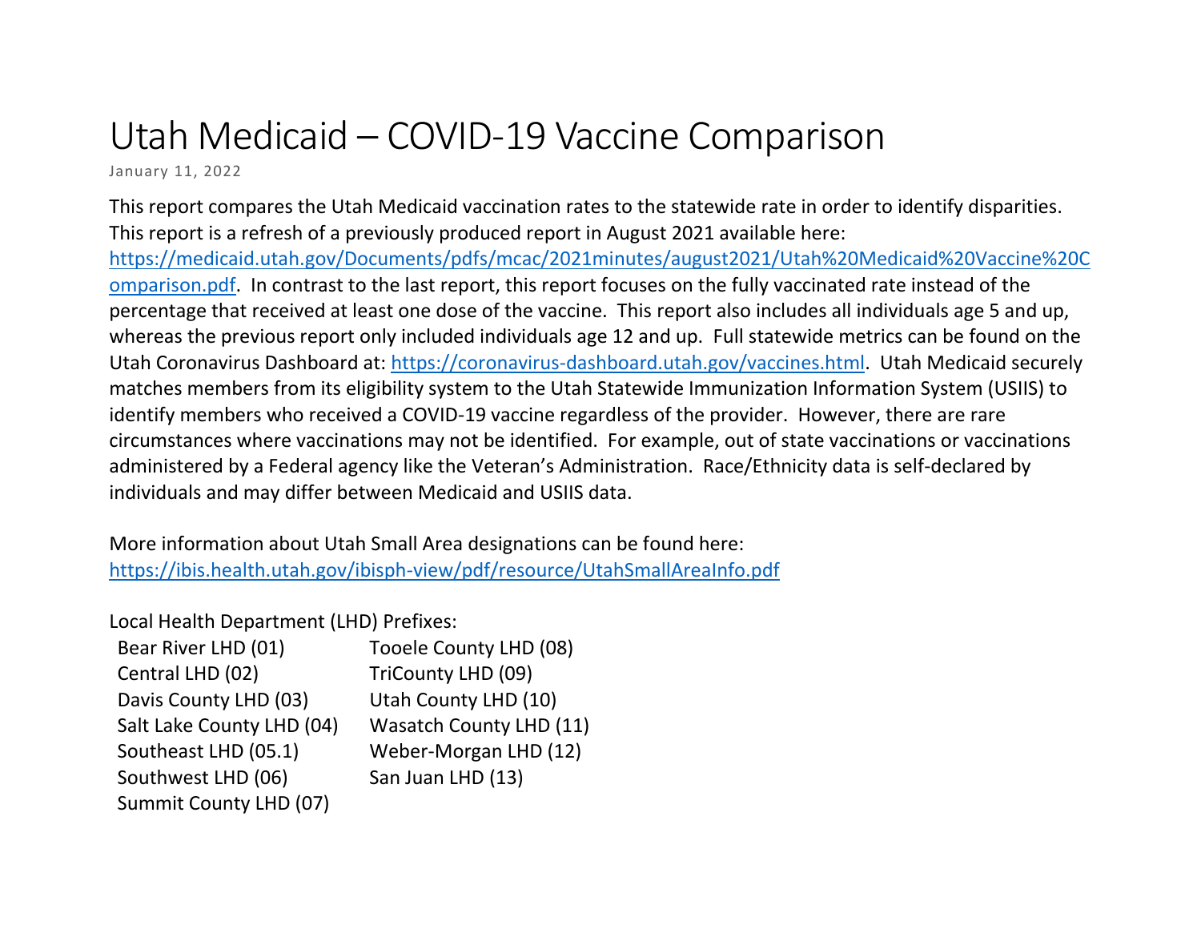# Utah Medicaid – COVID-19 Vaccine Comparison

January 11, 2022

This report compares the Utah Medicaid vaccination rates to the statewide rate in order to identify disparities. This report is a refresh of a previously produced report in August 2021 available here: [https://medicaid.utah.gov/Documents/pdfs/mcac/2021minutes/august2021/Utah%20Medicaid%20Vaccine%20Comparison.pdf](https://medicaid.utah.gov/Documents/pdfs/mcac/2021minutes/august2021/Utah%20Medicaid%20Vaccine%20Comparison.pdf). In contrast to the last report, this report focuses on the fully vaccinated rate instead of the percentage that received at least one dose of the vaccine. This report also includes all individuals age 5 and up, whereas the previous report only included individuals age 12 and up. Full statewide metrics can be found on the Utah Coronavirus Dashboard at: [https://coronavirus-dashboard.utah.gov/vaccines.html](https://coronavirus-dashboard.utah.gov/vaccines.html). Utah Medicaid securely matches members from its eligibility system to the Utah Statewide Immunization Information System (USIIS) to identify members who received a COVID-19 vaccine regardless of the provider. However, there are rare circumstances where vaccinations may not be identified. For example, out of state vaccinations or vaccinations administered by a Federal agency like the Veteran's Administration. Race/Ethnicity data is self-declared by individuals and may differ between Medicaid and USIIS data.

More information about Utah Small Area designations can be found here: [https://ibis.health.utah.gov/ibisph-view/pdf/resource/UtahSmallAreaInfo.pdf](https://ibis.health.utah.gov/ibisph-view/pdf/resource/UtahSmallAreaInfo.pdf)

Local Health Department (LHD) Prefixes:

- Bear River LHD (01)
- Central LHD (02)
- Davis County LHD (03)
- Salt Lake County LHD (04)
- Southeast LHD (05.1)
- Southwest LHD (06)
- Summit County LHD (07)
- Tooele County LHD (08)
- TriCounty LHD (09)
- Utah County LHD (10)
- Wasatch County LHD (11)
- Weber-Morgan LHD (12)
- San Juan LHD (13)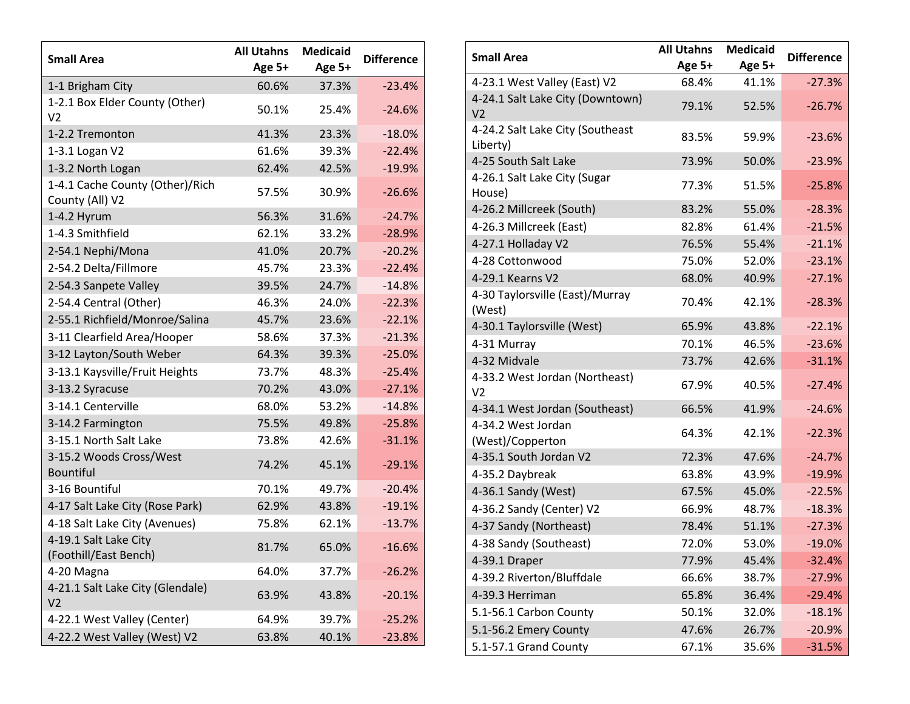| Small Area | All Utahns Age 5+ | Medicaid Age 5+ | Difference |
|---|---|---|---|
| 1-1 Brigham City | 60.6% | 37.3% | -23.4% |
| 1-2.1 Box Elder County (Other) V2 | 50.1% | 25.4% | -24.6% |
| 1-2.2 Tremonton | 41.3% | 23.3% | -18.0% |
| 1-3.1 Logan V2 | 61.6% | 39.3% | -22.4% |
| 1-3.2 North Logan | 62.4% | 42.5% | -19.9% |
| 1-4.1 Cache County (Other)/Rich County (All) V2 | 57.5% | 30.9% | -26.6% |
| 1-4.2 Hyrum | 56.3% | 31.6% | -24.7% |
| 1-4.3 Smithfield | 62.1% | 33.2% | -28.9% |
| 2-54.1 Nephi/Mona | 41.0% | 20.7% | -20.2% |
| 2-54.2 Delta/Fillmore | 45.7% | 23.3% | -22.4% |
| 2-54.3 Sanpete Valley | 39.5% | 24.7% | -14.8% |
| 2-54.4 Central (Other) | 46.3% | 24.0% | -22.3% |
| 2-55.1 Richfield/Monroe/Salina | 45.7% | 23.6% | -22.1% |
| 3-11 Clearfield Area/Hooper | 58.6% | 37.3% | -21.3% |
| 3-12 Layton/South Weber | 64.3% | 39.3% | -25.0% |
| 3-13.1 Kaysville/Fruit Heights | 73.7% | 48.3% | -25.4% |
| 3-13.2 Syracuse | 70.2% | 43.0% | -27.1% |
| 3-14.1 Centerville | 68.0% | 53.2% | -14.8% |
| 3-14.2 Farmington | 75.5% | 49.8% | -25.8% |
| 3-15.1 North Salt Lake | 73.8% | 42.6% | -31.1% |
| 3-15.2 Woods Cross/West Bountiful | 74.2% | 45.1% | -29.1% |
| 3-16 Bountiful | 70.1% | 49.7% | -20.4% |
| 4-17 Salt Lake City (Rose Park) | 62.9% | 43.8% | -19.1% |
| 4-18 Salt Lake City (Avenues) | 75.8% | 62.1% | -13.7% |
| 4-19.1 Salt Lake City (Foothill/East Bench) | 81.7% | 65.0% | -16.6% |
| 4-20 Magna | 64.0% | 37.7% | -26.2% |
| 4-21.1 Salt Lake City (Glendale) V2 | 63.9% | 43.8% | -20.1% |
| 4-22.1 West Valley (Center) | 64.9% | 39.7% | -25.2% |
| 4-22.2 West Valley (West) V2 | 63.8% | 40.1% | -23.8% |

| Small Area | All Utahns Age 5+ | Medicaid Age 5+ | Difference |
|---|---|---|---|
| 4-23.1 West Valley (East) V2 | 68.4% | 41.1% | -27.3% |
| 4-24.1 Salt Lake City (Downtown) V2 | 79.1% | 52.5% | -26.7% |
| 4-24.2 Salt Lake City (Southeast Liberty) | 83.5% | 59.9% | -23.6% |
| 4-25 South Salt Lake | 73.9% | 50.0% | -23.9% |
| 4-26.1 Salt Lake City (Sugar House) | 77.3% | 51.5% | -25.8% |
| 4-26.2 Millcreek (South) | 83.2% | 55.0% | -28.3% |
| 4-26.3 Millcreek (East) | 82.8% | 61.4% | -21.5% |
| 4-27.1 Holladay V2 | 76.5% | 55.4% | -21.1% |
| 4-28 Cottonwood | 75.0% | 52.0% | -23.1% |
| 4-29.1 Kearns V2 | 68.0% | 40.9% | -27.1% |
| 4-30 Taylorsville (East)/Murray (West) | 70.4% | 42.1% | -28.3% |
| 4-30.1 Taylorsville (West) | 65.9% | 43.8% | -22.1% |
| 4-31 Murray | 70.1% | 46.5% | -23.6% |
| 4-32 Midvale | 73.7% | 42.6% | -31.1% |
| 4-33.2 West Jordan (Northeast) V2 | 67.9% | 40.5% | -27.4% |
| 4-34.1 West Jordan (Southeast) | 66.5% | 41.9% | -24.6% |
| 4-34.2 West Jordan (West)/Copperton | 64.3% | 42.1% | -22.3% |
| 4-35.1 South Jordan V2 | 72.3% | 47.6% | -24.7% |
| 4-35.2 Daybreak | 63.8% | 43.9% | -19.9% |
| 4-36.1 Sandy (West) | 67.5% | 45.0% | -22.5% |
| 4-36.2 Sandy (Center) V2 | 66.9% | 48.7% | -18.3% |
| 4-37 Sandy (Northeast) | 78.4% | 51.1% | -27.3% |
| 4-38 Sandy (Southeast) | 72.0% | 53.0% | -19.0% |
| 4-39.1 Draper | 77.9% | 45.4% | -32.4% |
| 4-39.2 Riverton/Bluffdale | 66.6% | 38.7% | -27.9% |
| 4-39.3 Herriman | 65.8% | 36.4% | -29.4% |
| 5.1-56.1 Carbon County | 50.1% | 32.0% | -18.1% |
| 5.1-56.2 Emery County | 47.6% | 26.7% | -20.9% |
| 5.1-57.1 Grand County | 67.1% | 35.6% | -31.5% |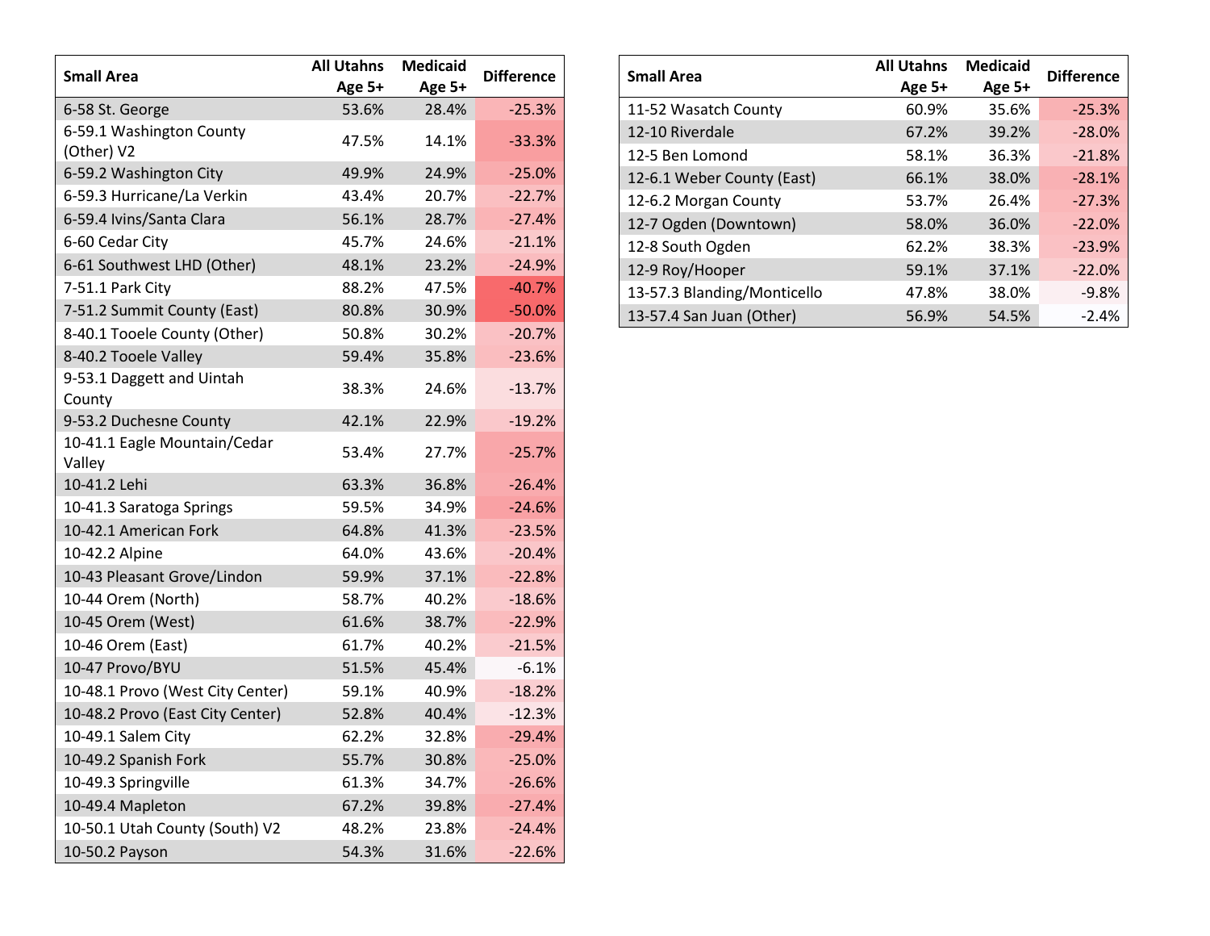| Small Area | All Utahns Age 5+ | Medicaid Age 5+ | Difference |
|---|---|---|---|
| 6-58 St. George | 53.6% | 28.4% | -25.3% |
| 6-59.1 Washington County (Other) V2 | 47.5% | 14.1% | -33.3% |
| 6-59.2 Washington City | 49.9% | 24.9% | -25.0% |
| 6-59.3 Hurricane/La Verkin | 43.4% | 20.7% | -22.7% |
| 6-59.4 Ivins/Santa Clara | 56.1% | 28.7% | -27.4% |
| 6-60 Cedar City | 45.7% | 24.6% | -21.1% |
| 6-61 Southwest LHD (Other) | 48.1% | 23.2% | -24.9% |
| 7-51.1 Park City | 88.2% | 47.5% | -40.7% |
| 7-51.2 Summit County (East) | 80.8% | 30.9% | -50.0% |
| 8-40.1 Tooele County (Other) | 50.8% | 30.2% | -20.7% |
| 8-40.2 Tooele Valley | 59.4% | 35.8% | -23.6% |
| 9-53.1 Daggett and Uintah County | 38.3% | 24.6% | -13.7% |
| 9-53.2 Duchesne County | 42.1% | 22.9% | -19.2% |
| 10-41.1 Eagle Mountain/Cedar Valley | 53.4% | 27.7% | -25.7% |
| 10-41.2 Lehi | 63.3% | 36.8% | -26.4% |
| 10-41.3 Saratoga Springs | 59.5% | 34.9% | -24.6% |
| 10-42.1 American Fork | 64.8% | 41.3% | -23.5% |
| 10-42.2 Alpine | 64.0% | 43.6% | -20.4% |
| 10-43 Pleasant Grove/Lindon | 59.9% | 37.1% | -22.8% |
| 10-44 Orem (North) | 58.7% | 40.2% | -18.6% |
| 10-45 Orem (West) | 61.6% | 38.7% | -22.9% |
| 10-46 Orem (East) | 61.7% | 40.2% | -21.5% |
| 10-47 Provo/BYU | 51.5% | 45.4% | -6.1% |
| 10-48.1 Provo (West City Center) | 59.1% | 40.9% | -18.2% |
| 10-48.2 Provo (East City Center) | 52.8% | 40.4% | -12.3% |
| 10-49.1 Salem City | 62.2% | 32.8% | -29.4% |
| 10-49.2 Spanish Fork | 55.7% | 30.8% | -25.0% |
| 10-49.3 Springville | 61.3% | 34.7% | -26.6% |
| 10-49.4 Mapleton | 67.2% | 39.8% | -27.4% |
| 10-50.1 Utah County (South) V2 | 48.2% | 23.8% | -24.4% |
| 10-50.2 Payson | 54.3% | 31.6% | -22.6% |

| Small Area | All Utahns Age 5+ | Medicaid Age 5+ | Difference |
|---|---|---|---|
| 11-52 Wasatch County | 60.9% | 35.6% | -25.3% |
| 12-10 Riverdale | 67.2% | 39.2% | -28.0% |
| 12-5 Ben Lomond | 58.1% | 36.3% | -21.8% |
| 12-6.1 Weber County (East) | 66.1% | 38.0% | -28.1% |
| 12-6.2 Morgan County | 53.7% | 26.4% | -27.3% |
| 12-7 Ogden (Downtown) | 58.0% | 36.0% | -22.0% |
| 12-8 South Ogden | 62.2% | 38.3% | -23.9% |
| 12-9 Roy/Hooper | 59.1% | 37.1% | -22.0% |
| 13-57.3 Blanding/Monticello | 47.8% | 38.0% | -9.8% |
| 13-57.4 San Juan (Other) | 56.9% | 54.5% | -2.4% |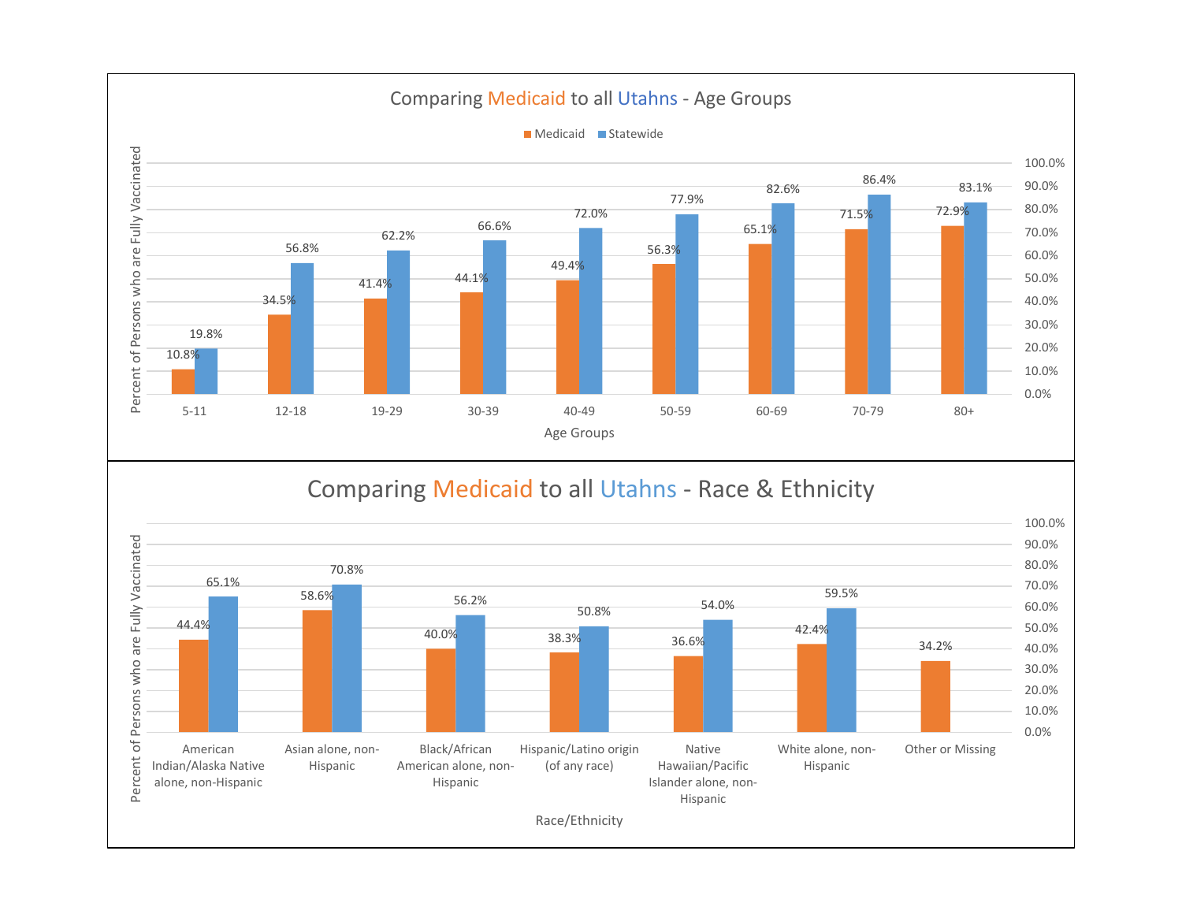## Comparing Medicaid to all Utahns - Age Groups

Percent of Persons who are Fully Vaccinated

| Age Groups | Medicaid | Statewide |
|---|---|---|
| 5-11 | 10.8% | 19.8% |
| 12-18 | 34.5% | 56.8% |
| 19-29 | 41.4% | 62.2% |
| 30-39 | 44.1% | 66.6% |
| 40-49 | 49.4% | 72.0% |
| 50-59 | 56.3% | 77.9% |
| 60-69 | 65.1% | 82.6% |
| 70-79 | 71.5% | 86.4% |
| 80+ | 72.9% | 83.1% |

## Comparing Medicaid to all Utahns - Race & Ethnicity

Percent of Persons who are Fully Vaccinated

| Race/Ethnicity | Medicaid | Statewide |
|---|---|---|
| American Indian/Alaska Native alone, non-Hispanic | 44.4% | 65.1% |
| Asian alone, non-Hispanic | 58.6% | 70.8% |
| Black/African American alone, non-Hispanic | 40.0% | 56.2% |
| Hispanic/Latino origin (of any race) | 38.3% | 50.8% |
| Native Hawaiian/Pacific Islander alone, non-Hispanic | 36.6% | 54.0% |
| White alone, non-Hispanic | 42.4% | 59.5% |
| Other or Missing | 34.2% | |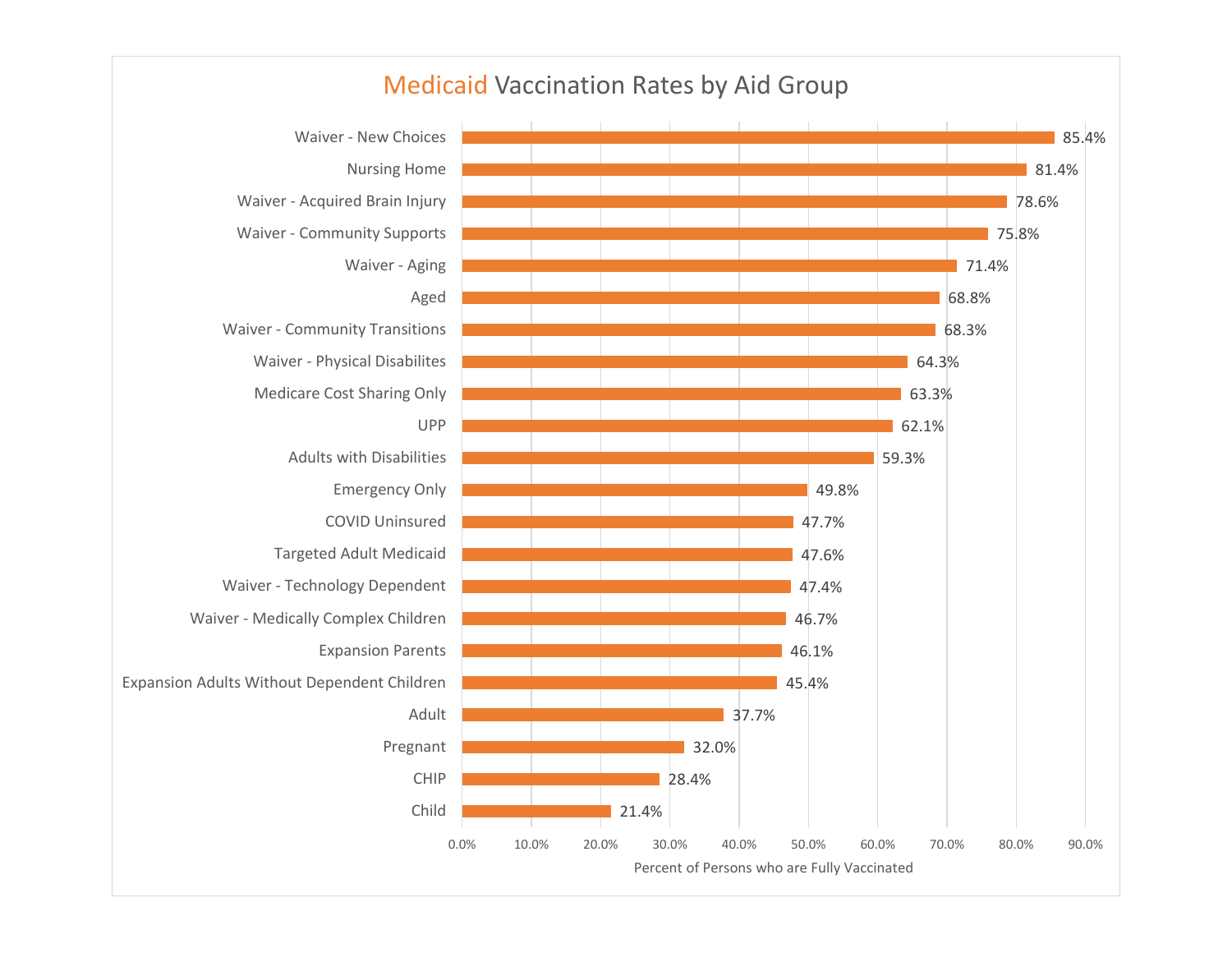Medicaid Vaccination Rates by Aid Group

Waiver - New Choices 85.4%
Nursing Home 81.4%
Waiver - Acquired Brain Injury 78.6%
Waiver - Community Supports 75.8%
Waiver - Aging 71.4%
Aged 68.8%
Waiver - Community Transitions 68.3%
Waiver - Physical Disabilites 64.3%
Medicare Cost Sharing Only 63.3%
UPP 62.1%
Adults with Disabilities 59.3%
Emergency Only 49.8%
COVID Uninsured 47.7%
Targeted Adult Medicaid 47.6%
Waiver - Technology Dependent 47.4%
Waiver - Medically Complex Children 46.7%
Expansion Parents 46.1%
Expansion Adults Without Dependent Children 45.4%
Adult 37.7%
Pregnant 32.0%
CHIP 28.4%
Child 21.4%

0.0% 10.0% 20.0% 30.0% 40.0% 50.0% 60.0% 70.0% 80.0% 90.0%

Percent of Persons who are Fully Vaccinated